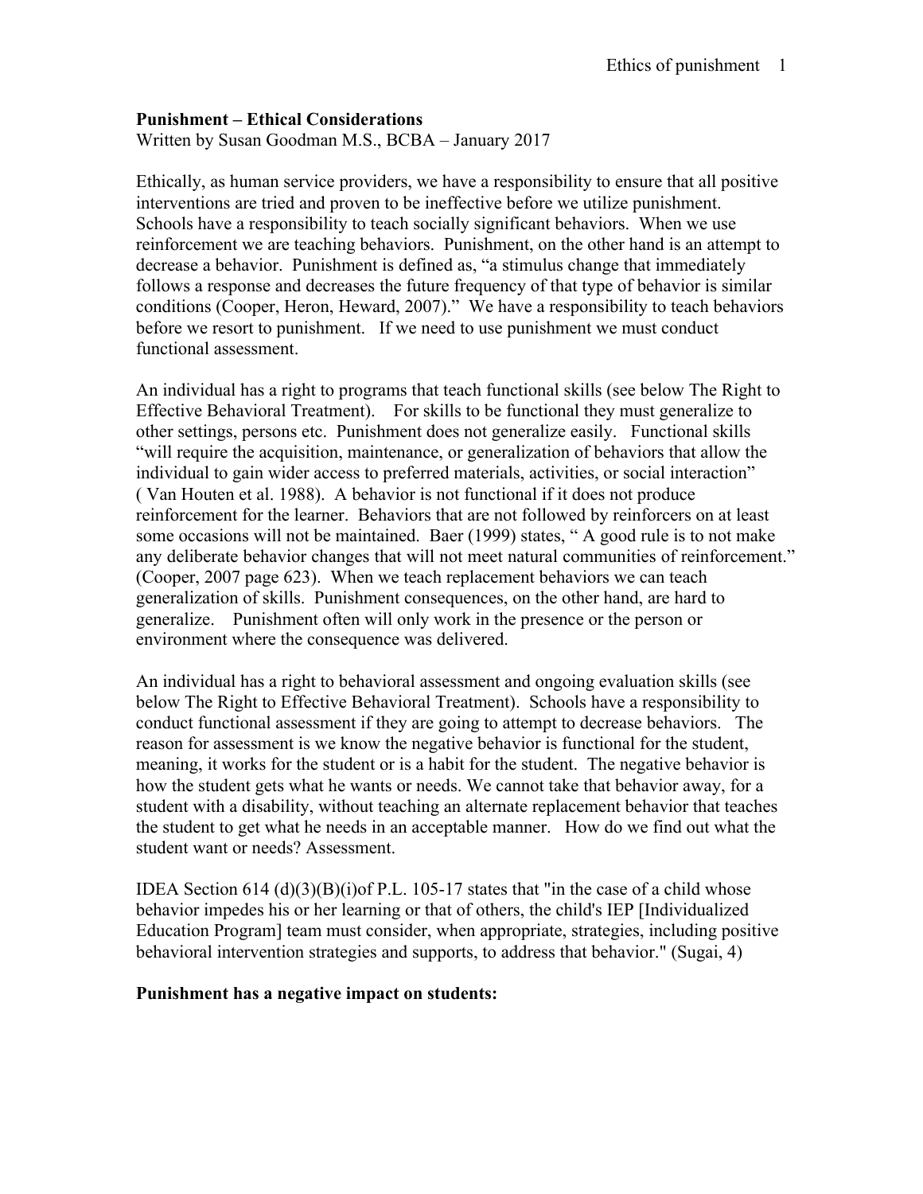**Punishment – Ethical Considerations**

Written by Susan Goodman M.S., BCBA – January 2017

Ethically, as human service providers, we have a responsibility to ensure that all positive interventions are tried and proven to be ineffective before we utilize punishment. Schools have a responsibility to teach socially significant behaviors. When we use reinforcement we are teaching behaviors. Punishment, on the other hand is an attempt to decrease a behavior. Punishment is defined as, "a stimulus change that immediately follows a response and decreases the future frequency of that type of behavior is similar conditions (Cooper, Heron, Heward, 2007)." We have a responsibility to teach behaviors before we resort to punishment. If we need to use punishment we must conduct functional assessment.

An individual has a right to programs that teach functional skills (see below The Right to Effective Behavioral Treatment). For skills to be functional they must generalize to other settings, persons etc. Punishment does not generalize easily. Functional skills "will require the acquisition, maintenance, or generalization of behaviors that allow the individual to gain wider access to preferred materials, activities, or social interaction" ( Van Houten et al. 1988). A behavior is not functional if it does not produce reinforcement for the learner. Behaviors that are not followed by reinforcers on at least some occasions will not be maintained. Baer (1999) states, " A good rule is to not make any deliberate behavior changes that will not meet natural communities of reinforcement." (Cooper, 2007 page 623). When we teach replacement behaviors we can teach generalization of skills. Punishment consequences, on the other hand, are hard to generalize. Punishment often will only work in the presence or the person or environment where the consequence was delivered.

An individual has a right to behavioral assessment and ongoing evaluation skills (see below The Right to Effective Behavioral Treatment). Schools have a responsibility to conduct functional assessment if they are going to attempt to decrease behaviors. The reason for assessment is we know the negative behavior is functional for the student, meaning, it works for the student or is a habit for the student. The negative behavior is how the student gets what he wants or needs. We cannot take that behavior away, for a student with a disability, without teaching an alternate replacement behavior that teaches the student to get what he needs in an acceptable manner. How do we find out what the student want or needs? Assessment.

IDEA Section 614 (d)(3)(B)(i)of P.L. 105-17 states that "in the case of a child whose behavior impedes his or her learning or that of others, the child's IEP [Individualized Education Program] team must consider, when appropriate, strategies, including positive behavioral intervention strategies and supports, to address that behavior." (Sugai, 4)

**Punishment has a negative impact on students:**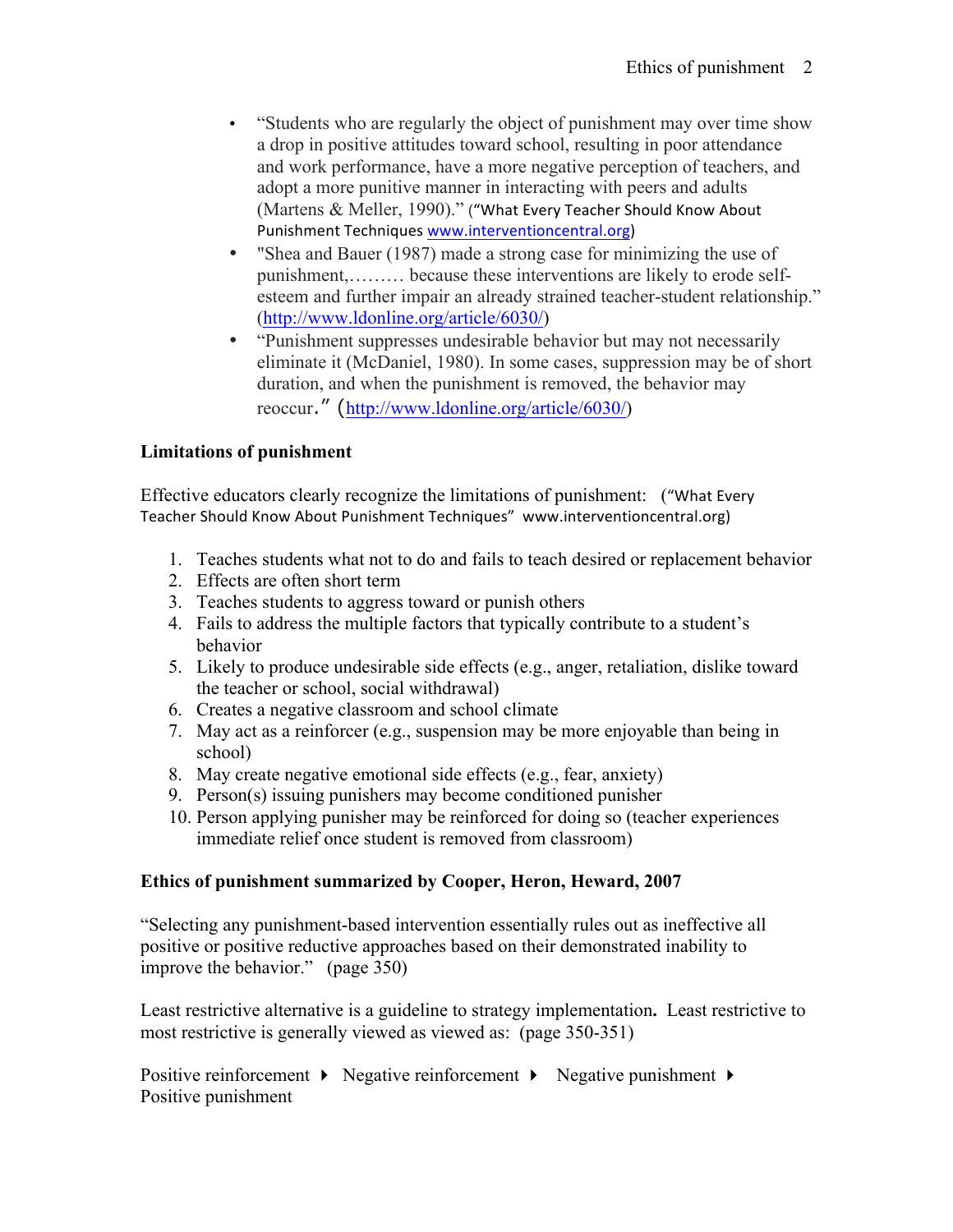- "Students who are regularly the object of punishment may over time show a drop in positive attitudes toward school, resulting in poor attendance and work performance, have a more negative perception of teachers, and adopt a more punitive manner in interacting with peers and adults (Martens & Meller, 1990)." ("What Every Teacher Should Know About Punishment Techniques www.interventioncentral.org)
- "Shea and Bauer (1987) made a strong case for minimizing the use of punishment,……… because these interventions are likely to erode self-esteem and further impair an already strained teacher-student relationship." (http://www.ldonline.org/article/6030/)
- "Punishment suppresses undesirable behavior but may not necessarily eliminate it (McDaniel, 1980). In some cases, suppression may be of short duration, and when the punishment is removed, the behavior may reoccur." (http://www.ldonline.org/article/6030/)

**Limitations of punishment**

Effective educators clearly recognize the limitations of punishment: ("What Every Teacher Should Know About Punishment Techniques" www.interventioncentral.org)

1. Teaches students what not to do and fails to teach desired or replacement behavior
2. Effects are often short term
3. Teaches students to aggress toward or punish others
4. Fails to address the multiple factors that typically contribute to a student's behavior
5. Likely to produce undesirable side effects (e.g., anger, retaliation, dislike toward the teacher or school, social withdrawal)
6. Creates a negative classroom and school climate
7. May act as a reinforcer (e.g., suspension may be more enjoyable than being in school)
8. May create negative emotional side effects (e.g., fear, anxiety)
9. Person(s) issuing punishers may become conditioned punisher
10. Person applying punisher may be reinforced for doing so (teacher experiences immediate relief once student is removed from classroom)

**Ethics of punishment summarized by Cooper, Heron, Heward, 2007**

"Selecting any punishment-based intervention essentially rules out as ineffective all positive or positive reductive approaches based on their demonstrated inability to improve the behavior." (page 350)

Least restrictive alternative is a guideline to strategy implementation**.** Least restrictive to most restrictive is generally viewed as viewed as: (page 350-351)

Positive reinforcement ▸ Negative reinforcement ▸ Negative punishment ▸ Positive punishment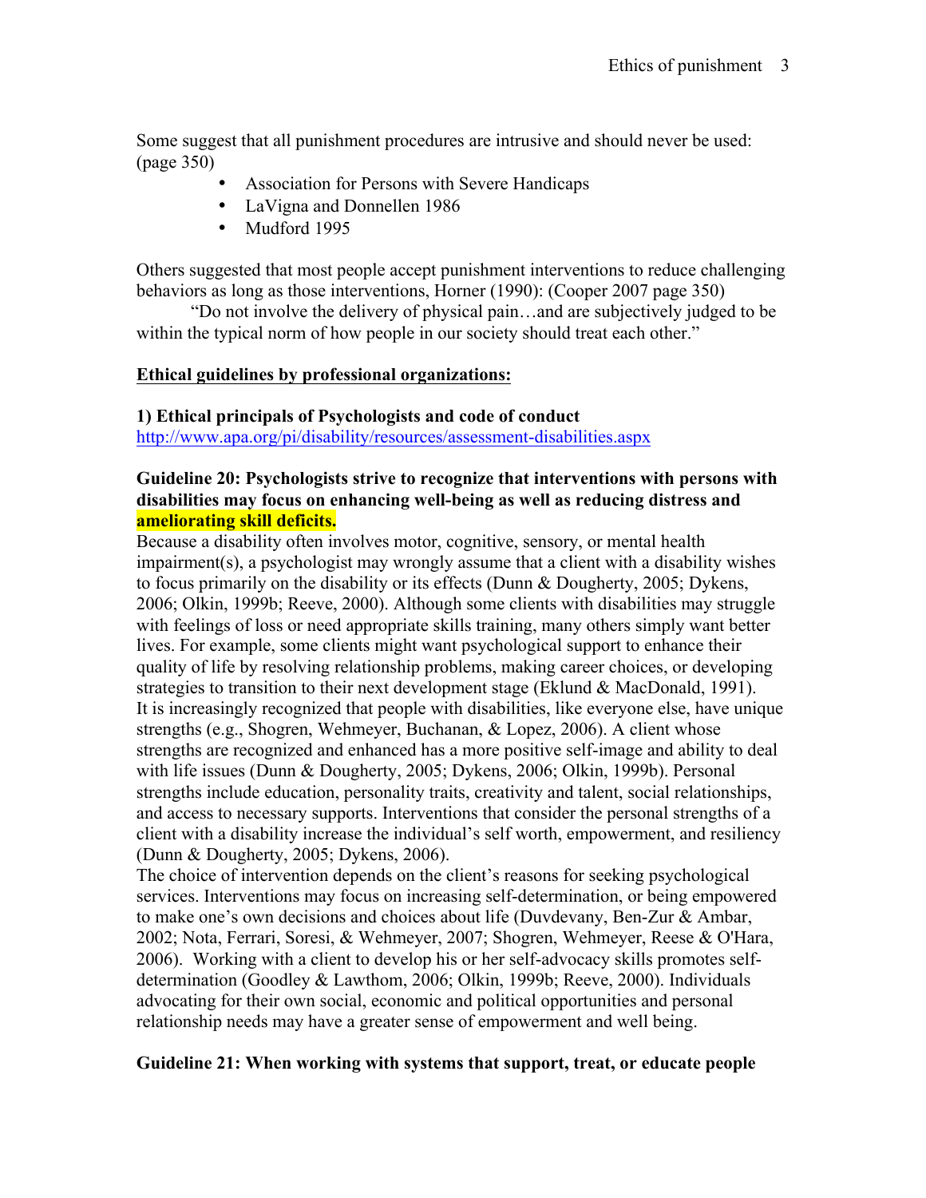Some suggest that all punishment procedures are intrusive and should never be used: (page 350)

- Association for Persons with Severe Handicaps
- LaVigna and Donnellen 1986
- Mudford 1995

Others suggested that most people accept punishment interventions to reduce challenging behaviors as long as those interventions, Horner (1990): (Cooper 2007 page 350)

"Do not involve the delivery of physical pain…and are subjectively judged to be within the typical norm of how people in our society should treat each other."

**Ethical guidelines by professional organizations:**

**1) Ethical principals of Psychologists and code of conduct**
http://www.apa.org/pi/disability/resources/assessment-disabilities.aspx

**Guideline 20: Psychologists strive to recognize that interventions with persons with disabilities may focus on enhancing well-being as well as reducing distress and ameliorating skill deficits.**

Because a disability often involves motor, cognitive, sensory, or mental health impairment(s), a psychologist may wrongly assume that a client with a disability wishes to focus primarily on the disability or its effects (Dunn & Dougherty, 2005; Dykens, 2006; Olkin, 1999b; Reeve, 2000). Although some clients with disabilities may struggle with feelings of loss or need appropriate skills training, many others simply want better lives. For example, some clients might want psychological support to enhance their quality of life by resolving relationship problems, making career choices, or developing strategies to transition to their next development stage (Eklund & MacDonald, 1991). It is increasingly recognized that people with disabilities, like everyone else, have unique strengths (e.g., Shogren, Wehmeyer, Buchanan, & Lopez, 2006). A client whose strengths are recognized and enhanced has a more positive self-image and ability to deal with life issues (Dunn & Dougherty, 2005; Dykens, 2006; Olkin, 1999b). Personal strengths include education, personality traits, creativity and talent, social relationships, and access to necessary supports. Interventions that consider the personal strengths of a client with a disability increase the individual's self worth, empowerment, and resiliency (Dunn & Dougherty, 2005; Dykens, 2006).

The choice of intervention depends on the client's reasons for seeking psychological services. Interventions may focus on increasing self-determination, or being empowered to make one's own decisions and choices about life (Duvdevany, Ben-Zur & Ambar, 2002; Nota, Ferrari, Soresi, & Wehmeyer, 2007; Shogren, Wehmeyer, Reese & O'Hara, 2006). Working with a client to develop his or her self-advocacy skills promotes self-determination (Goodley & Lawthom, 2006; Olkin, 1999b; Reeve, 2000). Individuals advocating for their own social, economic and political opportunities and personal relationship needs may have a greater sense of empowerment and well being.

**Guideline 21: When working with systems that support, treat, or educate people**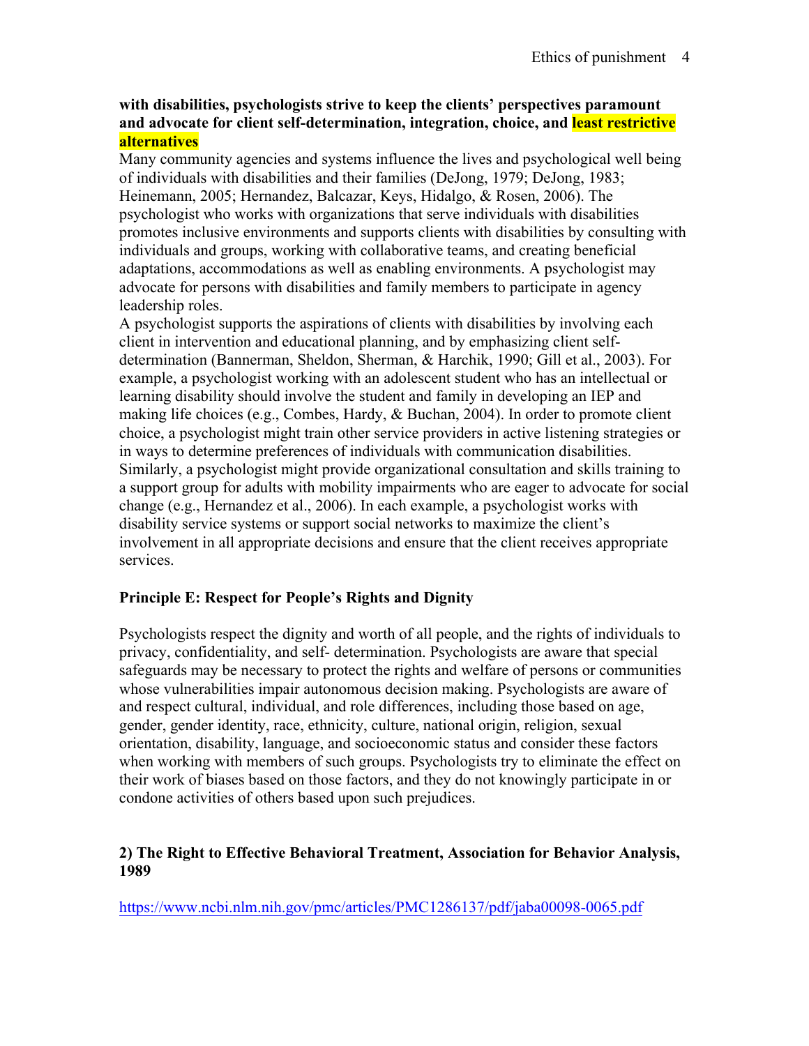**with disabilities, psychologists strive to keep the clients' perspectives paramount and advocate for client self-determination, integration, choice, and least restrictive alternatives**

Many community agencies and systems influence the lives and psychological well being of individuals with disabilities and their families (DeJong, 1979; DeJong, 1983; Heinemann, 2005; Hernandez, Balcazar, Keys, Hidalgo, & Rosen, 2006). The psychologist who works with organizations that serve individuals with disabilities promotes inclusive environments and supports clients with disabilities by consulting with individuals and groups, working with collaborative teams, and creating beneficial adaptations, accommodations as well as enabling environments. A psychologist may advocate for persons with disabilities and family members to participate in agency leadership roles.

A psychologist supports the aspirations of clients with disabilities by involving each client in intervention and educational planning, and by emphasizing client self-determination (Bannerman, Sheldon, Sherman, & Harchik, 1990; Gill et al., 2003). For example, a psychologist working with an adolescent student who has an intellectual or learning disability should involve the student and family in developing an IEP and making life choices (e.g., Combes, Hardy, & Buchan, 2004). In order to promote client choice, a psychologist might train other service providers in active listening strategies or in ways to determine preferences of individuals with communication disabilities. Similarly, a psychologist might provide organizational consultation and skills training to a support group for adults with mobility impairments who are eager to advocate for social change (e.g., Hernandez et al., 2006). In each example, a psychologist works with disability service systems or support social networks to maximize the client's involvement in all appropriate decisions and ensure that the client receives appropriate services.

**Principle E: Respect for People's Rights and Dignity**

Psychologists respect the dignity and worth of all people, and the rights of individuals to privacy, confidentiality, and self- determination. Psychologists are aware that special safeguards may be necessary to protect the rights and welfare of persons or communities whose vulnerabilities impair autonomous decision making. Psychologists are aware of and respect cultural, individual, and role differences, including those based on age, gender, gender identity, race, ethnicity, culture, national origin, religion, sexual orientation, disability, language, and socioeconomic status and consider these factors when working with members of such groups. Psychologists try to eliminate the effect on their work of biases based on those factors, and they do not knowingly participate in or condone activities of others based upon such prejudices.

**2) The Right to Effective Behavioral Treatment, Association for Behavior Analysis, 1989**

https://www.ncbi.nlm.nih.gov/pmc/articles/PMC1286137/pdf/jaba00098-0065.pdf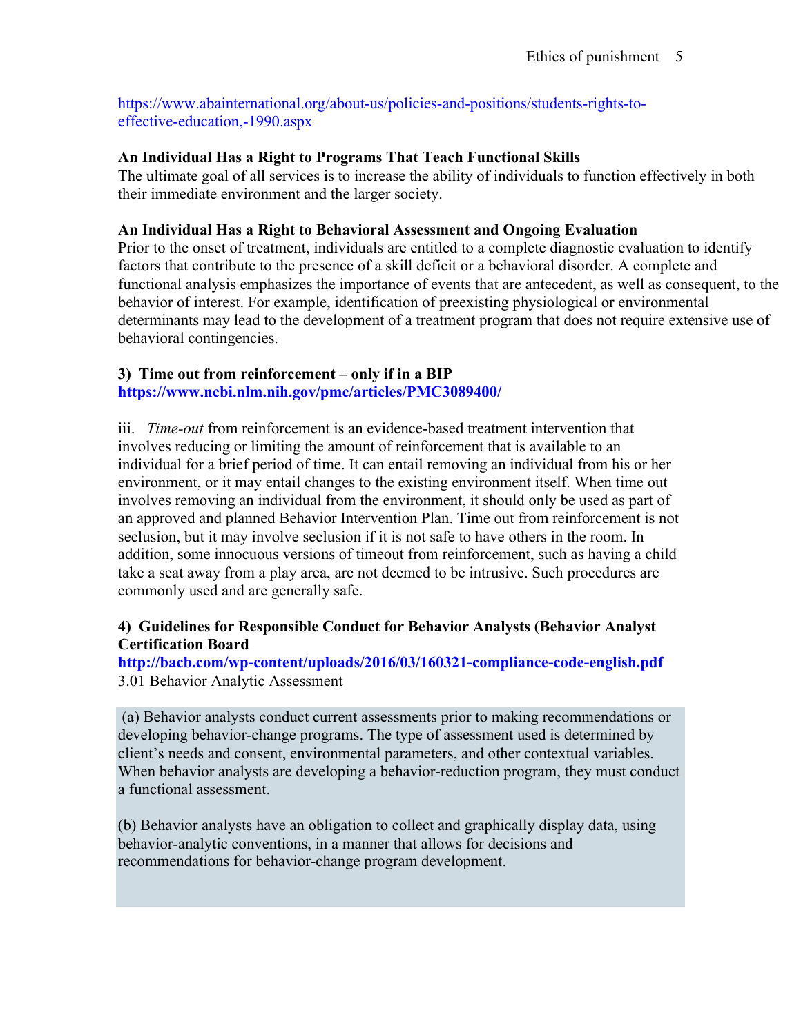https://www.abainternational.org/about-us/policies-and-positions/students-rights-to-effective-education,-1990.aspx

**An Individual Has a Right to Programs That Teach Functional Skills**
The ultimate goal of all services is to increase the ability of individuals to function effectively in both their immediate environment and the larger society.

**An Individual Has a Right to Behavioral Assessment and Ongoing Evaluation**
Prior to the onset of treatment, individuals are entitled to a complete diagnostic evaluation to identify factors that contribute to the presence of a skill deficit or a behavioral disorder. A complete and functional analysis emphasizes the importance of events that are antecedent, as well as consequent, to the behavior of interest. For example, identification of preexisting physiological or environmental determinants may lead to the development of a treatment program that does not require extensive use of behavioral contingencies.

**3) Time out from reinforcement – only if in a BIP**
**https://www.ncbi.nlm.nih.gov/pmc/articles/PMC3089400/**

iii. *Time-out* from reinforcement is an evidence-based treatment intervention that involves reducing or limiting the amount of reinforcement that is available to an individual for a brief period of time. It can entail removing an individual from his or her environment, or it may entail changes to the existing environment itself. When time out involves removing an individual from the environment, it should only be used as part of an approved and planned Behavior Intervention Plan. Time out from reinforcement is not seclusion, but it may involve seclusion if it is not safe to have others in the room. In addition, some innocuous versions of timeout from reinforcement, such as having a child take a seat away from a play area, are not deemed to be intrusive. Such procedures are commonly used and are generally safe.

**4) Guidelines for Responsible Conduct for Behavior Analysts (Behavior Analyst Certification Board**
**http://bacb.com/wp-content/uploads/2016/03/160321-compliance-code-english.pdf**
3.01 Behavior Analytic Assessment

(a) Behavior analysts conduct current assessments prior to making recommendations or developing behavior-change programs. The type of assessment used is determined by client's needs and consent, environmental parameters, and other contextual variables. When behavior analysts are developing a behavior-reduction program, they must conduct a functional assessment.

(b) Behavior analysts have an obligation to collect and graphically display data, using behavior-analytic conventions, in a manner that allows for decisions and recommendations for behavior-change program development.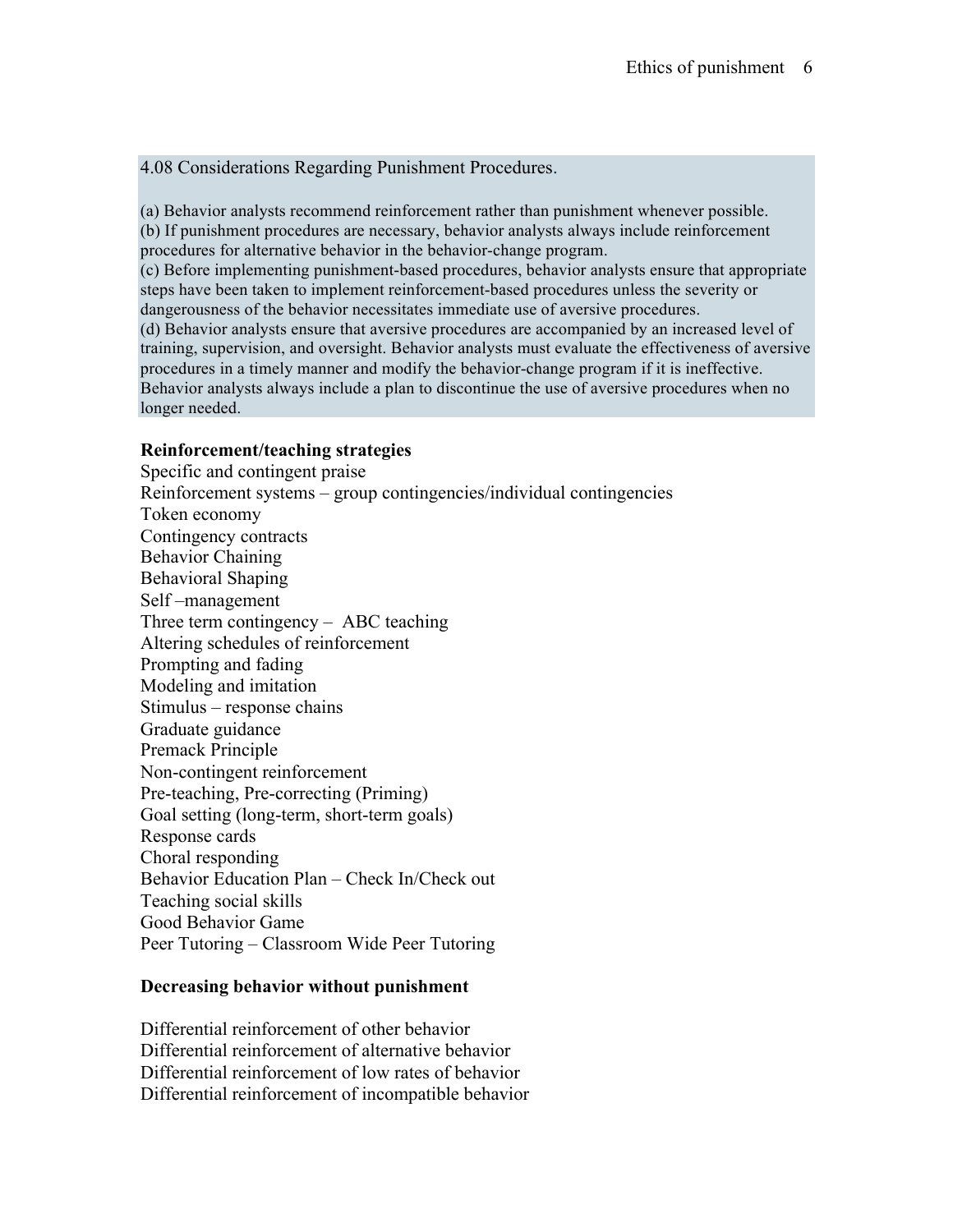4.08 Considerations Regarding Punishment Procedures.

(a) Behavior analysts recommend reinforcement rather than punishment whenever possible.
(b) If punishment procedures are necessary, behavior analysts always include reinforcement procedures for alternative behavior in the behavior-change program.
(c) Before implementing punishment-based procedures, behavior analysts ensure that appropriate steps have been taken to implement reinforcement-based procedures unless the severity or dangerousness of the behavior necessitates immediate use of aversive procedures.
(d) Behavior analysts ensure that aversive procedures are accompanied by an increased level of training, supervision, and oversight. Behavior analysts must evaluate the effectiveness of aversive procedures in a timely manner and modify the behavior-change program if it is ineffective. Behavior analysts always include a plan to discontinue the use of aversive procedures when no longer needed.

**Reinforcement/teaching strategies**

Specific and contingent praise
Reinforcement systems – group contingencies/individual contingencies
Token economy
Contingency contracts
Behavior Chaining
Behavioral Shaping
Self –management
Three term contingency – ABC teaching
Altering schedules of reinforcement
Prompting and fading
Modeling and imitation
Stimulus – response chains
Graduate guidance
Premack Principle
Non-contingent reinforcement
Pre-teaching, Pre-correcting (Priming)
Goal setting (long-term, short-term goals)
Response cards
Choral responding
Behavior Education Plan – Check In/Check out
Teaching social skills
Good Behavior Game
Peer Tutoring – Classroom Wide Peer Tutoring

**Decreasing behavior without punishment**

Differential reinforcement of other behavior
Differential reinforcement of alternative behavior
Differential reinforcement of low rates of behavior
Differential reinforcement of incompatible behavior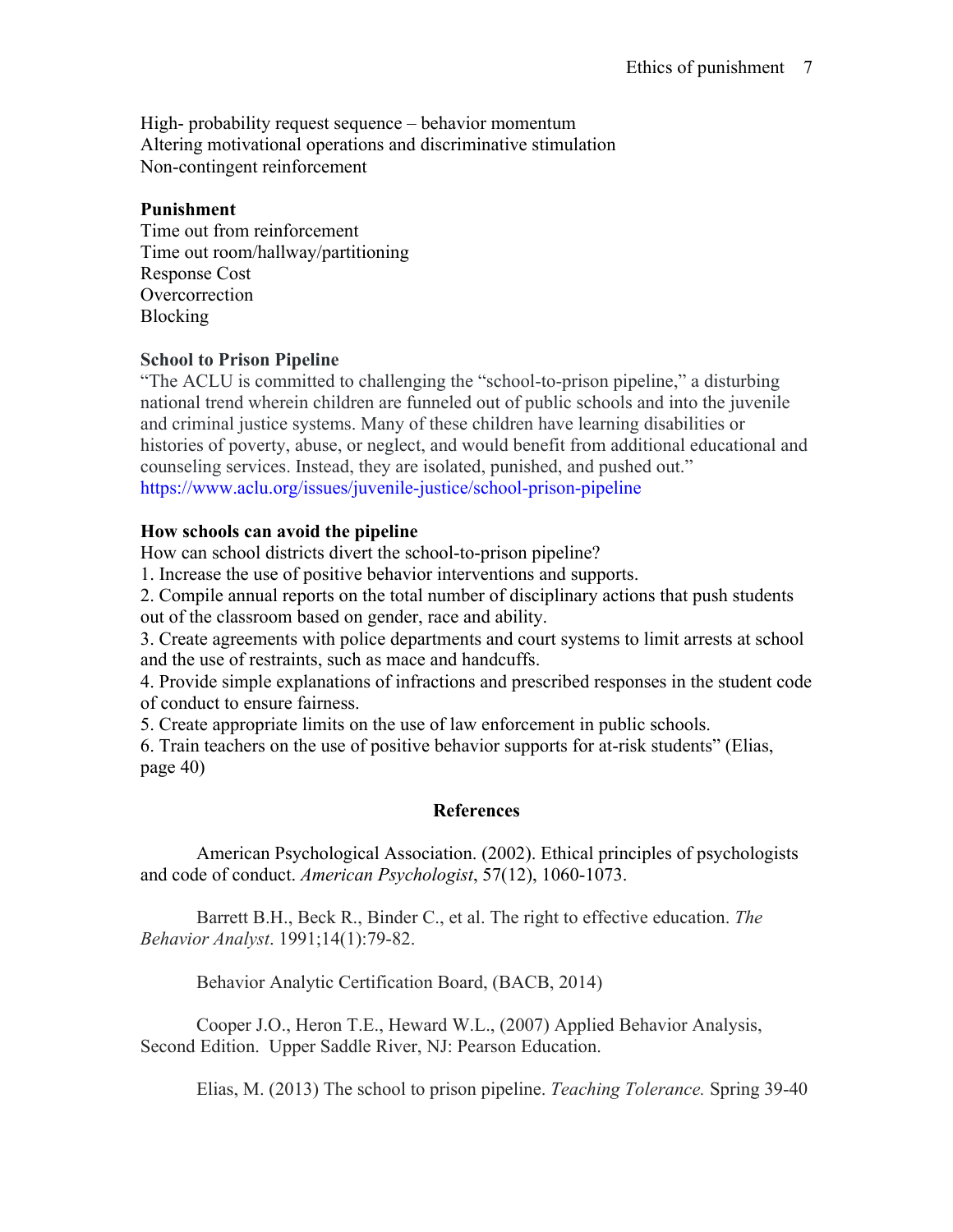High- probability request sequence – behavior momentum
Altering motivational operations and discriminative stimulation
Non-contingent reinforcement

**Punishment**
Time out from reinforcement
Time out room/hallway/partitioning
Response Cost
Overcorrection
Blocking

**School to Prison Pipeline**
"The ACLU is committed to challenging the "school-to-prison pipeline," a disturbing national trend wherein children are funneled out of public schools and into the juvenile and criminal justice systems. Many of these children have learning disabilities or histories of poverty, abuse, or neglect, and would benefit from additional educational and counseling services. Instead, they are isolated, punished, and pushed out."
https://www.aclu.org/issues/juvenile-justice/school-prison-pipeline

**How schools can avoid the pipeline**
How can school districts divert the school-to-prison pipeline?
1. Increase the use of positive behavior interventions and supports.
2. Compile annual reports on the total number of disciplinary actions that push students out of the classroom based on gender, race and ability.
3. Create agreements with police departments and court systems to limit arrests at school and the use of restraints, such as mace and handcuffs.
4. Provide simple explanations of infractions and prescribed responses in the student code of conduct to ensure fairness.
5. Create appropriate limits on the use of law enforcement in public schools.
6. Train teachers on the use of positive behavior supports for at-risk students" (Elias, page 40)

## References

American Psychological Association. (2002). Ethical principles of psychologists and code of conduct. *American Psychologist*, 57(12), 1060-1073.

Barrett B.H., Beck R., Binder C., et al. The right to effective education. *The Behavior Analyst*. 1991;14(1):79-82.

Behavior Analytic Certification Board, (BACB, 2014)

Cooper J.O., Heron T.E., Heward W.L., (2007) Applied Behavior Analysis, Second Edition. Upper Saddle River, NJ: Pearson Education.

Elias, M. (2013) The school to prison pipeline. *Teaching Tolerance.* Spring 39-40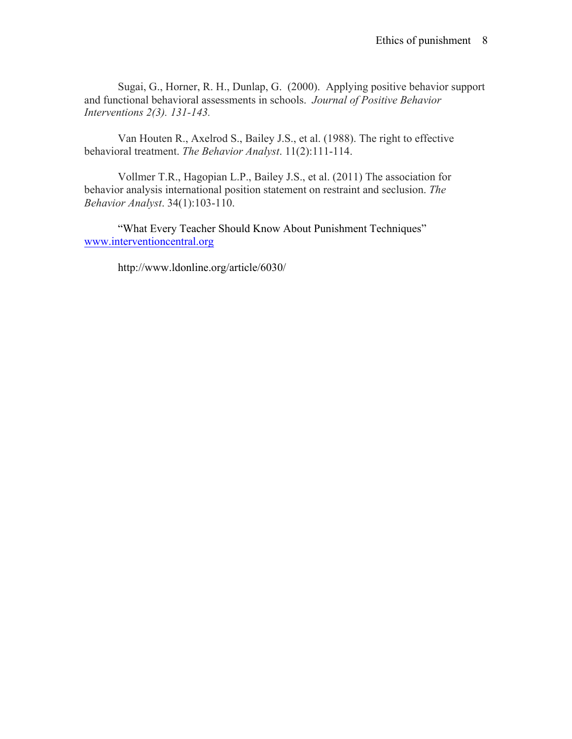Sugai, G., Horner, R. H., Dunlap, G. (2000). Applying positive behavior support and functional behavioral assessments in schools. *Journal of Positive Behavior Interventions 2(3). 131-143.*

Van Houten R., Axelrod S., Bailey J.S., et al. (1988). The right to effective behavioral treatment. *The Behavior Analyst*. 11(2):111-114.

Vollmer T.R., Hagopian L.P., Bailey J.S., et al. (2011) The association for behavior analysis international position statement on restraint and seclusion. *The Behavior Analyst*. 34(1):103-110.

"What Every Teacher Should Know About Punishment Techniques" www.interventioncentral.org

http://www.ldonline.org/article/6030/